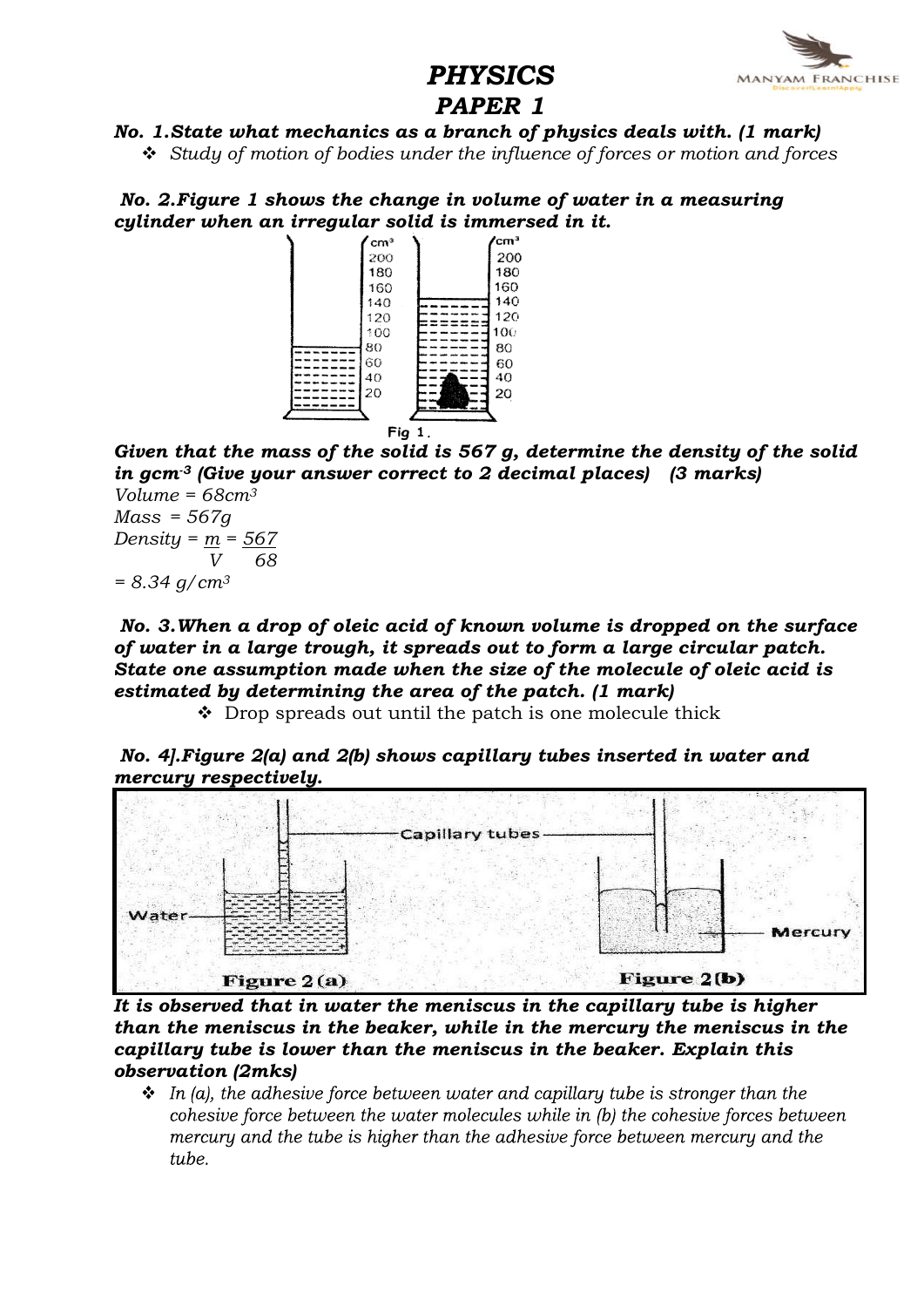# PHYSICS
## PAPER 1

***No. 1.State what mechanics as a branch of physics deals with. (1 mark)***

- *Study of motion of bodies under the influence of forces or motion and forces*

***No. 2.Figure 1 shows the change in volume of water in a measuring cylinder when an irregular solid is immersed in it.***

Fig 1.

***Given that the mass of the solid is 567 g, determine the density of the solid in gcm$^{-3}$ (Give your answer correct to 2 decimal places) (3 marks)***

*Volume = 68cm$^3$*

*Mass = 567g*

*Density* = $\frac{m}{V} = \frac{567}{68}$

= *8.34 g/cm$^3$*

***No. 3.When a drop of oleic acid of known volume is dropped on the surface of water in a large trough, it spreads out to form a large circular patch. State one assumption made when the size of the molecule of oleic acid is estimated by determining the area of the patch. (1 mark)***

- Drop spreads out until the patch is one molecule thick

***No. 4].Figure 2(a) and 2(b) shows capillary tubes inserted in water and mercury respectively.***

Figure 2 (a) Figure 2 (b)

***It is observed that in water the meniscus in the capillary tube is higher than the meniscus in the beaker, while in the mercury the meniscus in the capillary tube is lower than the meniscus in the beaker. Explain this observation (2mks)***

- *In (a), the adhesive force between water and capillary tube is stronger than the cohesive force between the water molecules while in (b) the cohesive forces between mercury and the tube is higher than the adhesive force between mercury and the tube.*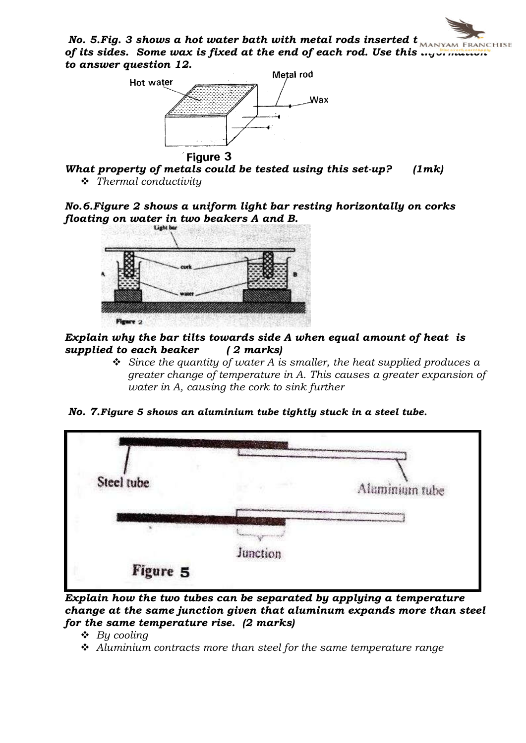***No. 5.Fig. 3 shows a hot water bath with metal rods inserted t... of its sides. Some wax is fixed at the end of each rod. Use this information to answer question 12.***

Hot water

Metal rod

Wax

Figure 3

***What property of metals could be tested using this set-up? (1mk)***

- *Thermal conductivity*

***No.6.Figure 2 shows a uniform light bar resting horizontally on corks floating on water in two beakers A and B.***

Light bar

cork

water

Figure 2

***Explain why the bar tilts towards side A when equal amount of heat is supplied to each beaker ( 2 marks)***

- *Since the quantity of water A is smaller, the heat supplied produces a greater change of temperature in A. This causes a greater expansion of water in A, causing the cork to sink further*

***No. 7.Figure 5 shows an aluminium tube tightly stuck in a steel tube.***

Steel tube

Aluminium tube

Junction

Figure 5

***Explain how the two tubes can be separated by applying a temperature change at the same junction given that aluminum expands more than steel for the same temperature rise. (2 marks)***

- *By cooling*
- *Aluminium contracts more than steel for the same temperature range*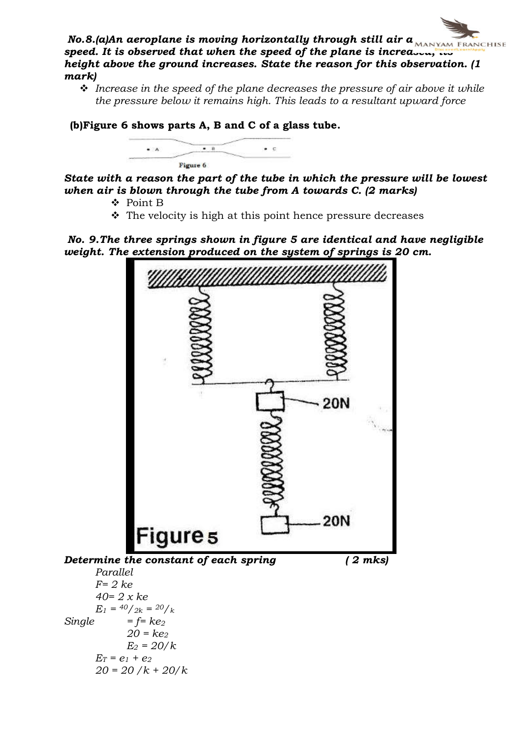***No.8.(a)An aeroplane is moving horizontally through still air a... speed. It is observed that when the speed of the plane is increased, its height above the ground increases. State the reason for this observation. (1 mark)***

- *Increase in the speed of the plane decreases the pressure of air above it while the pressure below it remains high. This leads to a resultant upward force*

**(b)Figure 6 shows parts A, B and C of a glass tube.**

Figure 6

***State with a reason the part of the tube in which the pressure will be lowest when air is blown through the tube from A towards C. (2 marks)***

- Point B
- The velocity is high at this point hence pressure decreases

***No. 9.The three springs shown in figure 5 are identical and have negligible weight. The extension produced on the system of springs is 20 cm.***

Figure 5

***Determine the constant of each spring*** **( 2 mks)**

*Parallel*

$F= 2\ ke$

$40= 2 \times ke$

$E_1 = {}^{40}/_{2k} = {}^{20}/_{k}$

*Single* $= f= ke_2$

$20 = ke_2$

$E_2 = 20/k$

$E_T = e_1 + e_2$

$20 = 20\ /k + 20/k$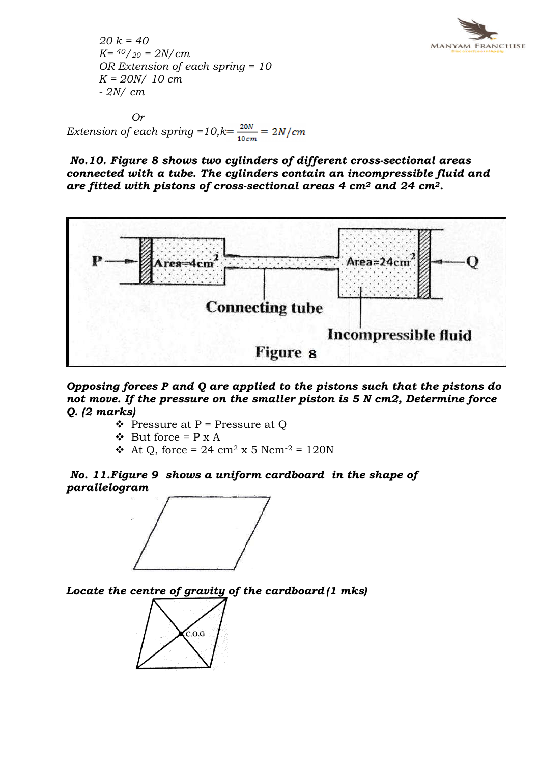*20 k = 40*
*K= $^{40}/_{20}$ = 2N/ cm*
*OR Extension of each spring = 10*
*K = 20N/ 10 cm*
*- 2N/ cm*

*Or*

*Extension of each spring =10,k=* $\frac{20N}{10cm} = 2N/cm$

**No.10. *Figure 8 shows two cylinders of different cross-sectional areas connected with a tube. The cylinders contain an incompressible fluid and are fitted with pistons of cross-sectional areas 4 cm² and 24 cm².***

Figure 8

***Opposing forces P and Q are applied to the pistons such that the pistons do not move. If the pressure on the smaller piston is 5 N cm2, Determine force Q. (2 marks)***

- Pressure at P = Pressure at Q
- But force = P x A
- At Q, force = 24 $cm^2$ x 5 $Ncm^{-2}$ = 120N

**No. 11.*Figure 9 shows a uniform cardboard in the shape of parallelogram***

***Locate the centre of gravity of the cardboard (1 mks)***

C.O.G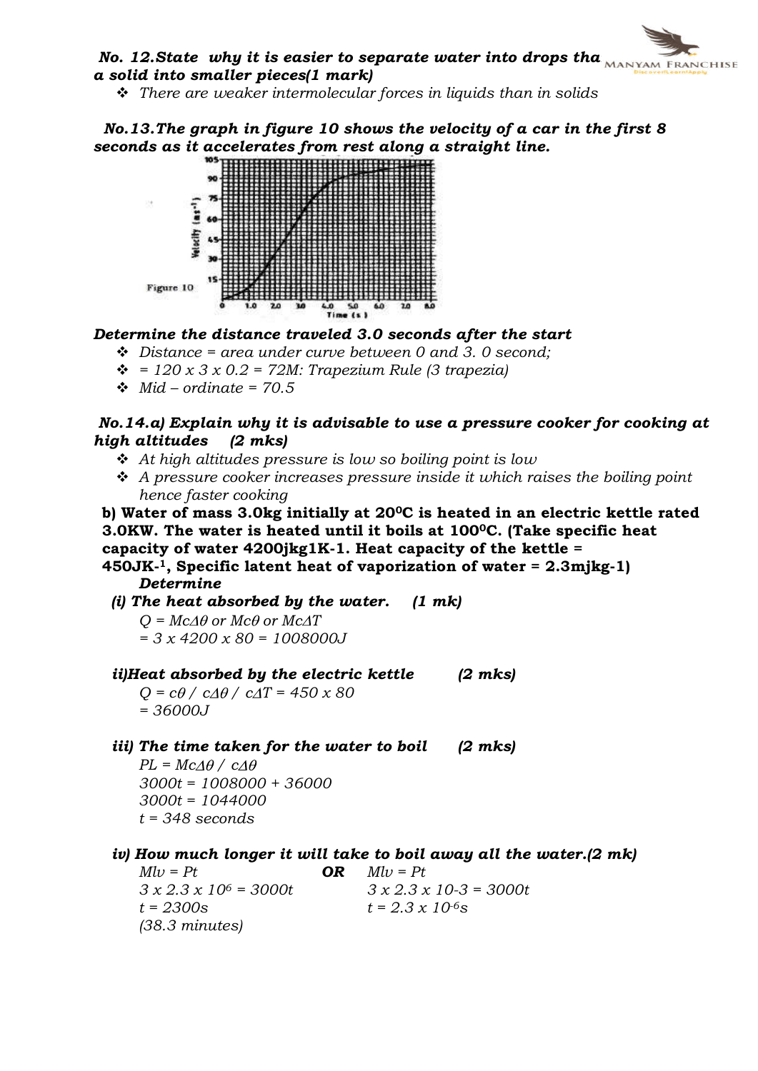**No. 12.State why it is easier to separate water into drops than a solid into smaller pieces(1 mark)**

- *There are weaker intermolecular forces in liquids than in solids*

**No.13.The graph in figure 10 shows the velocity of a car in the first 8 seconds as it accelerates from rest along a straight line.**

Figure 10

**Determine the distance traveled 3.0 seconds after the start**

- *Distance = area under curve between 0 and 3. 0 second;*
- *= 120 x 3 x 0.2 = 72M: Trapezium Rule (3 trapezia)*
- *Mid – ordinate = 70.5*

**No.14.a) Explain why it is advisable to use a pressure cooker for cooking at high altitudes (2 mks)**

- *At high altitudes pressure is low so boiling point is low*
- *A pressure cooker increases pressure inside it which raises the boiling point hence faster cooking*

**b) Water of mass 3.0kg initially at 20⁰C is heated in an electric kettle rated 3.0KW. The water is heated until it boils at 100⁰C. (Take specific heat capacity of water 4200jkg1K-1. Heat capacity of the kettle = 450JK-1, Specific latent heat of vaporization of water = 2.3mjkg-1)**

**Determine**

**(i) The heat absorbed by the water. (1 mk)**

*$Q = Mc\Delta\theta$ or $Mc\theta$ or $Mc\Delta T$*

*$= 3 \times 4200 \times 80 = 1008000J$*

**ii)Heat absorbed by the electric kettle (2 mks)**

*$Q = c\theta$ / $c\Delta\theta$ / $c\Delta T = 450 \times 80$*

*$= 36000J$*

**iii) The time taken for the water to boil (2 mks)**

*$PL = Mc\Delta\theta$ / $c\Delta\theta$*

*$3000t = 1008000 + 36000$*

*$3000t = 1044000$*

*$t = 348$ seconds*

**iv) How much longer it will take to boil away all the water.(2 mk)**

*$Mlv = Pt$* **OR** *$Mlv = Pt$*

*$3 \times 2.3 \times 10^6 = 3000t$* | *$3 \times 2.3 \times 10\text{-}3 = 3000t$*

*$t = 2300s$* | *$t = 2.3 \times 10^{-6}s$*

*(38.3 minutes)*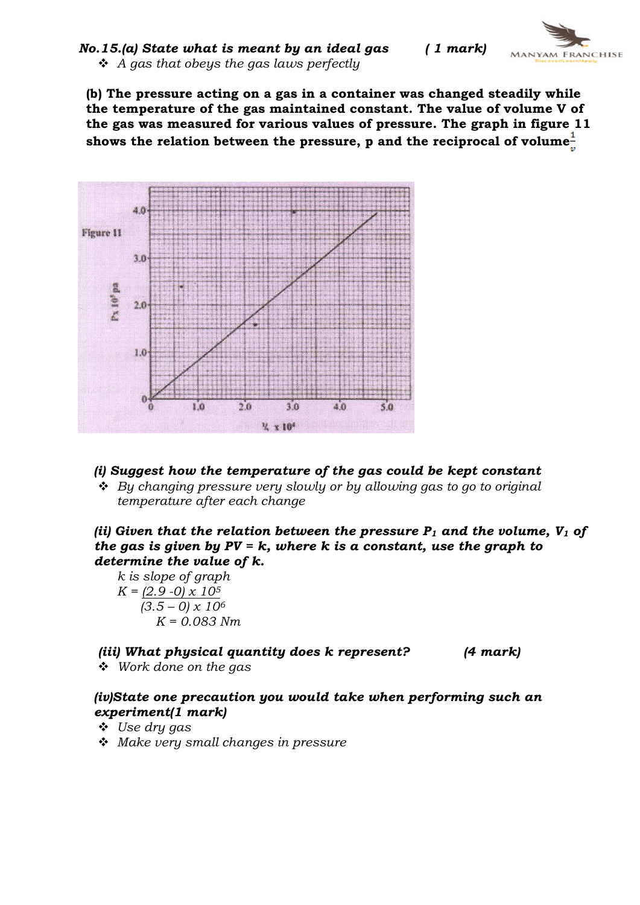***No.15.(a) State what is meant by an ideal gas*** ***( 1 mark)***

- *A gas that obeys the gas laws perfectly*

**(b) The pressure acting on a gas in a container was changed steadily while the temperature of the gas maintained constant. The value of volume V of the gas was measured for various values of pressure. The graph in figure 11 shows the relation between the pressure, p and the reciprocal of volume $\frac{1}{v}$**

***(i) Suggest how the temperature of the gas could be kept constant***

- *By changing pressure very slowly or by allowing gas to go to original temperature after each change*

***(ii) Given that the relation between the pressure $P_1$ and the volume, $V_1$ of the gas is given by PV = k, where k is a constant, use the graph to determine the value of k.***

*k is slope of graph*

$$K = \frac{(2.9 - 0) \times 10^5}{(3.5 - 0) \times 10^6}$$

$$K = 0.083 \text{ Nm}$$

***(iii) What physical quantity does k represent?*** ***(4 mark)***

- *Work done on the gas*

***(iv)State one precaution you would take when performing such an experiment(1 mark)***

- *Use dry gas*
- *Make very small changes in pressure*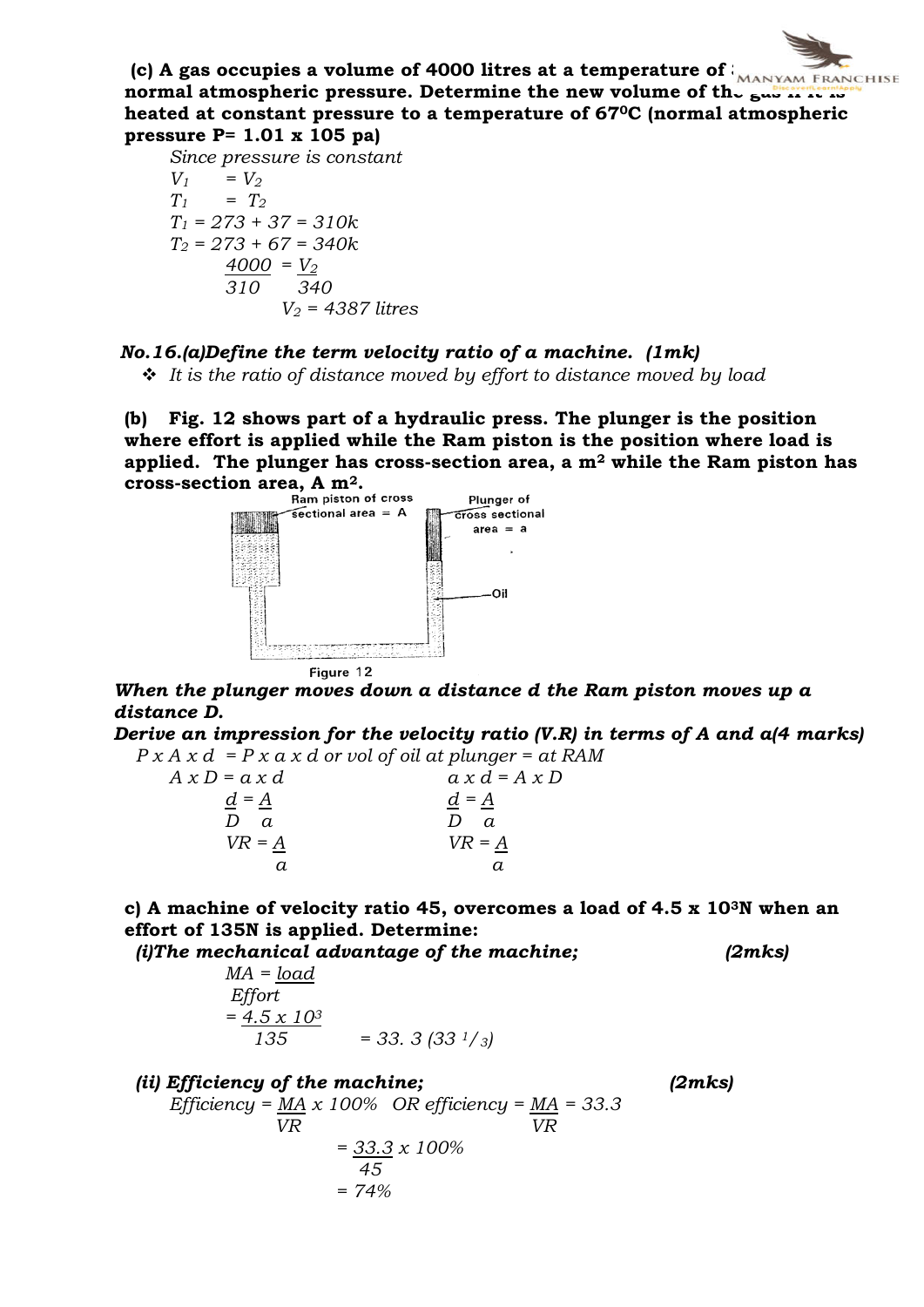**(c) A gas occupies a volume of 4000 litres at a temperature of 37°C and normal atmospheric pressure. Determine the new volume of the gas if it is heated at constant pressure to a temperature of $67^0C$ (normal atmospheric pressure P= 1.01 x 105 pa)**

*Since pressure is constant*

$\frac{V_1}{T_1} = \frac{V_2}{T_2}$

$T_1 = 273 + 37 = 310k$

$T_2 = 273 + 67 = 340k$

$\frac{4000}{310} = \frac{V_2}{340}$

$V_2 = 4387$ *litres*

***No.16.(a)Define the term velocity ratio of a machine. (1mk)***

- *It is the ratio of distance moved by effort to distance moved by load*

**(b) Fig. 12 shows part of a hydraulic press. The plunger is the position where effort is applied while the Ram piston is the position where load is applied. The plunger has cross-section area, a $m^2$ while the Ram piston has cross-section area, A $m^2$.**

Ram piston of cross sectional area = A; Plunger of cross sectional area = a; Oil

Figure 12

***When the plunger moves down a distance d the Ram piston moves up a distance D.***

***Derive an impression for the velocity ratio (V.R) in terms of A and a(4 marks)***

*P x A x d = P x a x d or vol of oil at plunger = at RAM*

$A \times D = a \times d$ &nbsp;&nbsp;&nbsp;&nbsp;&nbsp;&nbsp; $a \times d = A \times D$

$\frac{d}{D} = \frac{A}{a}$ &nbsp;&nbsp;&nbsp;&nbsp;&nbsp;&nbsp; $\frac{d}{D} = \frac{A}{a}$

$VR = \frac{A}{a}$ &nbsp;&nbsp;&nbsp;&nbsp;&nbsp;&nbsp; $VR = \frac{A}{a}$

**c) A machine of velocity ratio 45, overcomes a load of $4.5 \times 10^3$N when an effort of 135N is applied. Determine:**

***(i)The mechanical advantage of the machine; (2mks)***

$MA = \frac{load}{Effort}$

$= \frac{4.5 \times 10^3}{135} = 33.3\ (33\ ^1/_3)$

***(ii) Efficiency of the machine; (2mks)***

*Efficiency* $= \frac{MA}{VR} \times 100\%$ &nbsp; *OR efficiency* $= \frac{MA}{VR} = 33.3$

$= \frac{33.3}{45} \times 100\%$

$= 74\%$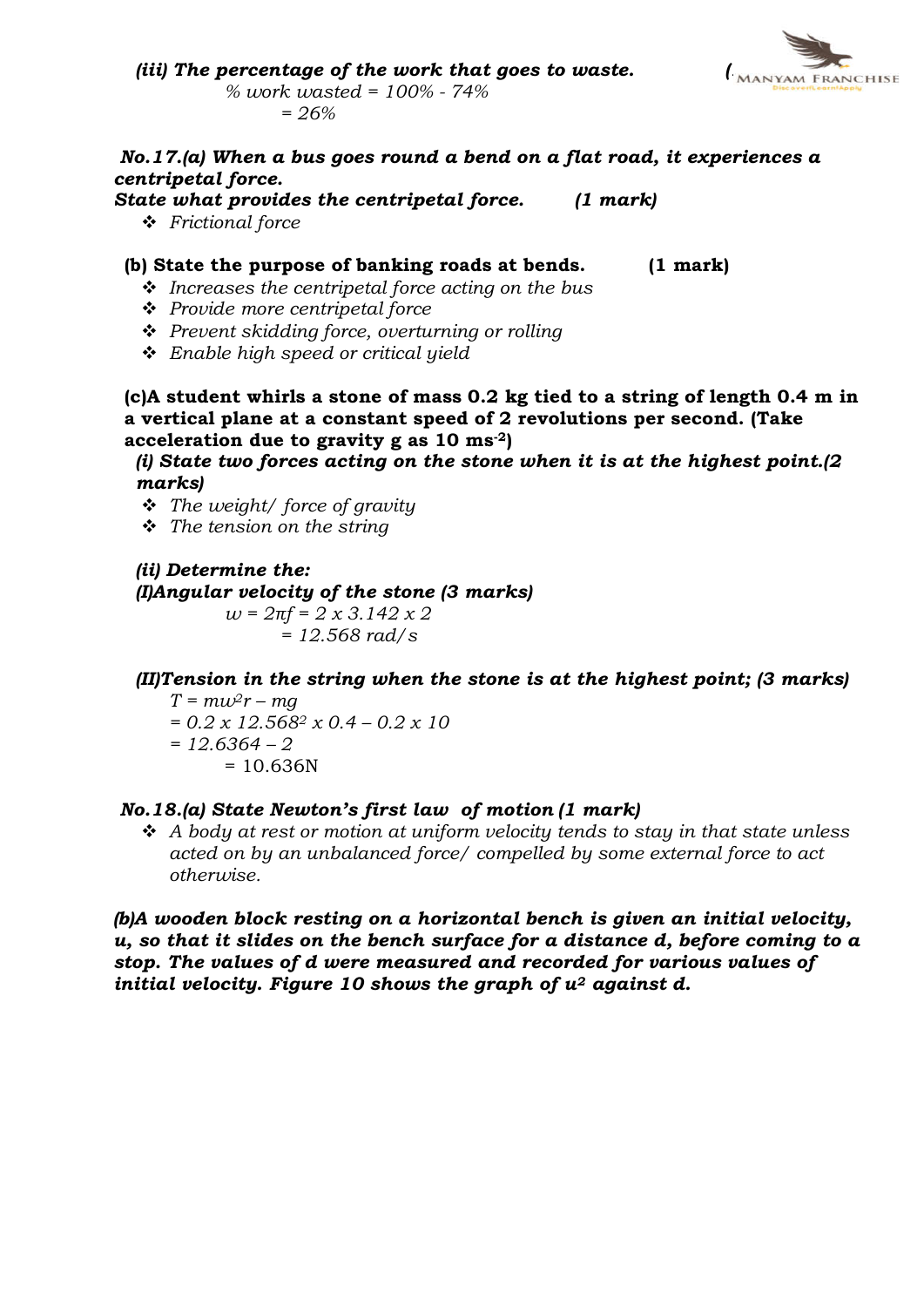***(iii) The percentage of the work that goes to waste.***

*% work wasted = 100% - 74%*

*= 26%*

***No.17.(a) When a bus goes round a bend on a flat road, it experiences a centripetal force.***
***State what provides the centripetal force. (1 mark)***

- *Frictional force*

**(b) State the purpose of banking roads at bends. (1 mark)**

- *Increases the centripetal force acting on the bus*
- *Provide more centripetal force*
- *Prevent skidding force, overturning or rolling*
- *Enable high speed or critical yield*

**(c)A student whirls a stone of mass 0.2 kg tied to a string of length 0.4 m in a vertical plane at a constant speed of 2 revolutions per second. (Take acceleration due to gravity g as 10 ms$^{-2}$)**

***(i) State two forces acting on the stone when it is at the highest point.(2 marks)***

- *The weight/ force of gravity*
- *The tension on the string*

***(ii) Determine the:***

***(I)Angular velocity of the stone (3 marks)***

$w = 2\pi f = 2 \times 3.142 \times 2$

$= 12.568$ rad/s

***(II)Tension in the string when the stone is at the highest point; (3 marks)***

$T = mw^2r - mg$

$= 0.2 \times 12.568^2 \times 0.4 - 0.2 \times 10$

$= 12.6364 - 2$

$= 10.636$N

***No.18.(a) State Newton's first law of motion (1 mark)***

- *A body at rest or motion at uniform velocity tends to stay in that state unless acted on by an unbalanced force/ compelled by some external force to act otherwise.*

***(b)A wooden block resting on a horizontal bench is given an initial velocity, u, so that it slides on the bench surface for a distance d, before coming to a stop. The values of d were measured and recorded for various values of initial velocity. Figure 10 shows the graph of $u^2$ against d.***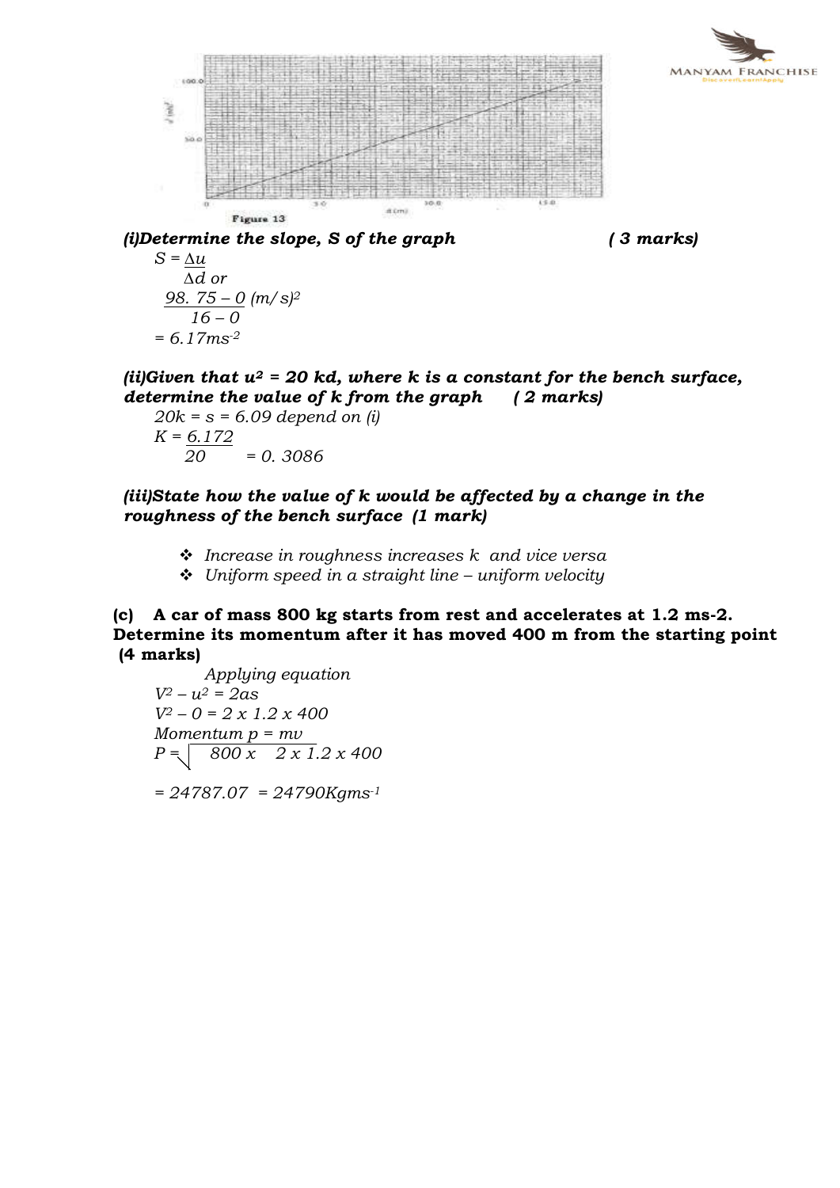100.0

50.0

$v^2$ (m/s)$^2$

0

5.0

10.0

15.0

d (m)

Figure 13

***(i)Determine the slope, S of the graph*** ***( 3 marks)***

$S = \frac{\Delta u}{\Delta d}$ *or*

$\frac{98.75 - 0}{16 - 0}$ $(m/s)^2$

$= 6.17ms^{-2}$

***(ii)Given that $u^2$ = 20 kd, where k is a constant for the bench surface, determine the value of k from the graph*** ***( 2 marks)***

*20k = s = 6.09 depend on (i)*

$K = \frac{6.172}{20} = 0.3086$

***(iii)State how the value of k would be affected by a change in the roughness of the bench surface (1 mark)***

- *Increase in roughness increases k and vice versa*
- *Uniform speed in a straight line – uniform velocity*

**(c) A car of mass 800 kg starts from rest and accelerates at 1.2 ms-2. Determine its momentum after it has moved 400 m from the starting point (4 marks)**

*Applying equation*

$V^2 - u^2 = 2as$

$V^2 - 0 = 2 \times 1.2 \times 400$

*Momentum p = mv*

$P = 800 \times \sqrt{2 \times 1.2 \times 400}$

$= 24787.07 = 24790Kgms^{-1}$